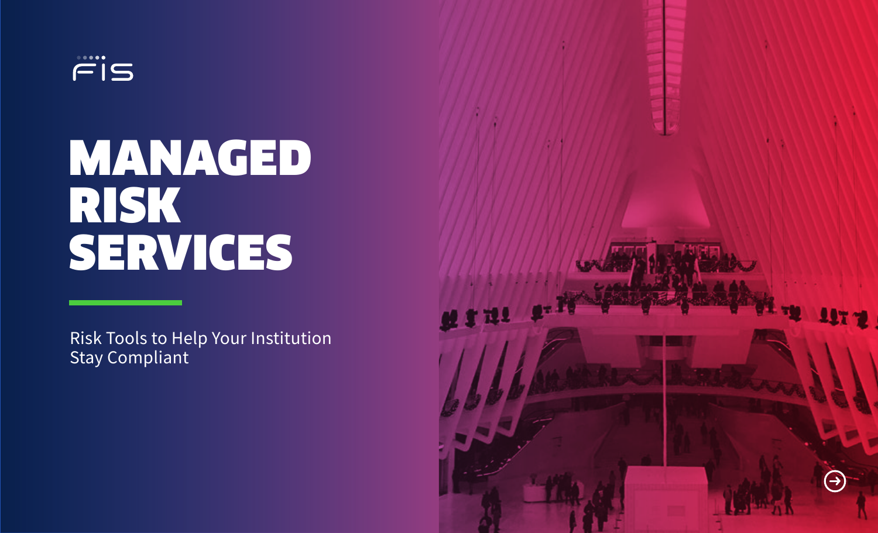FIS

# MANAGED RISK SERVICES

Risk Tools to Help Your Institution Stay Compliant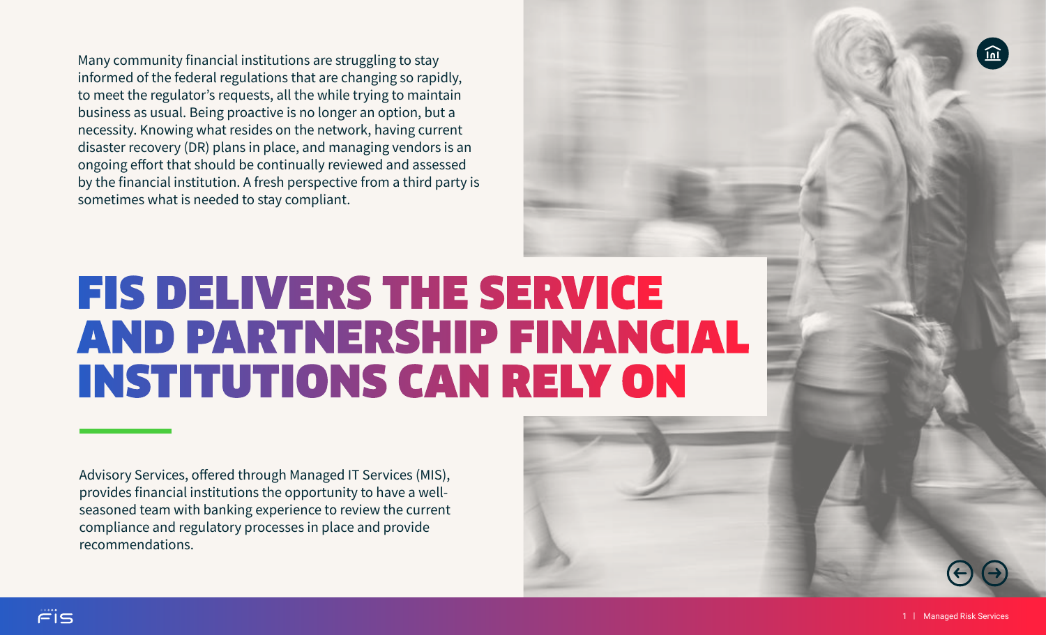Many community financial institutions are struggling to stay informed of the federal regulations that are changing so rapidly, to meet the regulator's requests, all the while trying to maintain business as usual. Being proactive is no longer an option, but a necessity. Knowing what resides on the network, having current disaster recovery (DR) plans in place, and managing vendors is an ongoing effort that should be continually reviewed and assessed by the financial institution. A fresh perspective from a third party is sometimes what is needed to stay compliant.

# FIS DELIVERS THE SERVICE AND PARTNERSHIP FINANCIAL INSTITUTIONS CAN RELY ON

Advisory Services, offered through Managed IT Services (MIS), provides financial institutions the opportunity to have a well-seasoned team with banking experience to review the current compliance and regulatory processes in place and provide recommendations.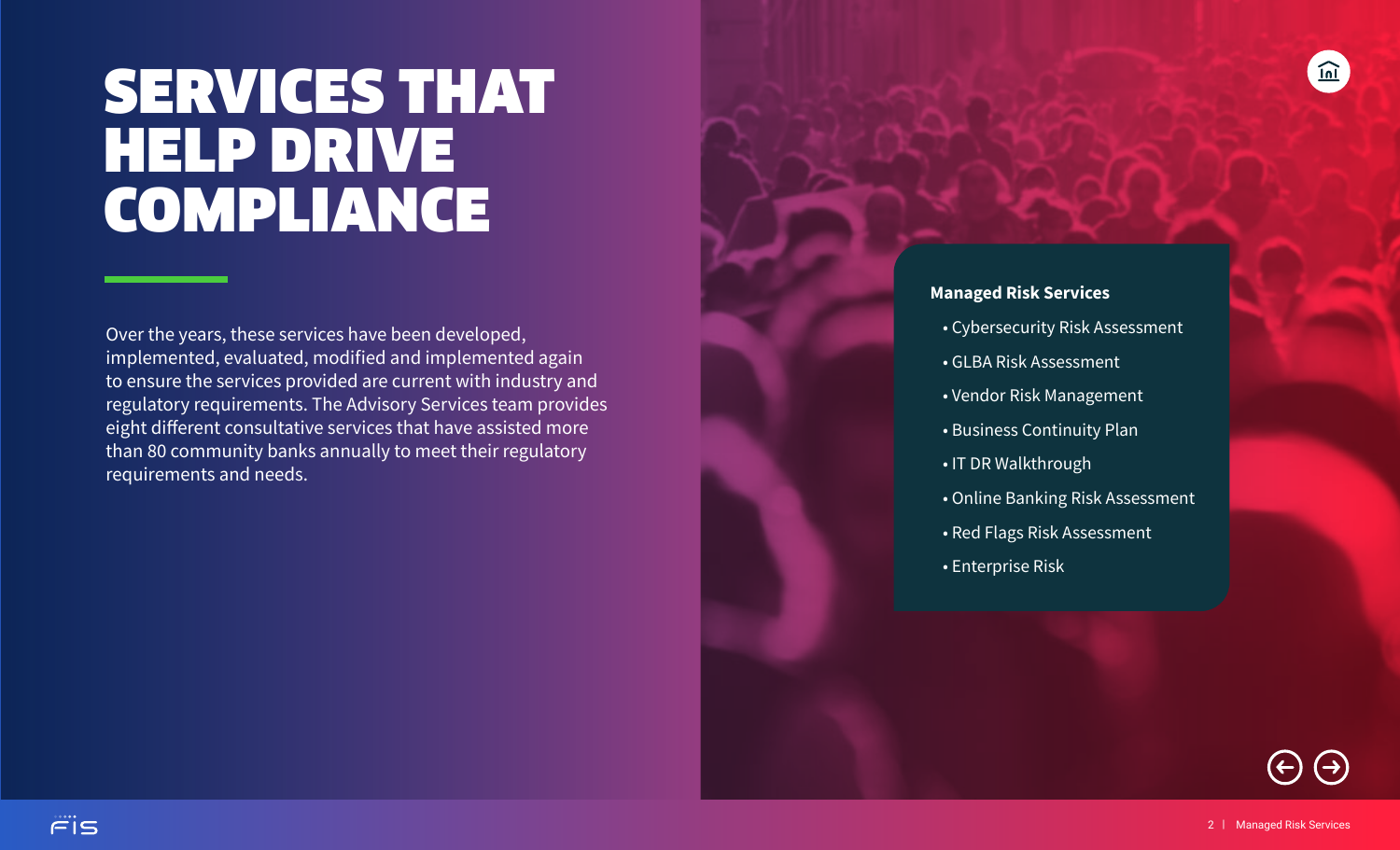# SERVICES THAT HELP DRIVE COMPLIANCE

Over the years, these services have been developed, implemented, evaluated, modified and implemented again to ensure the services provided are current with industry and regulatory requirements. The Advisory Services team provides eight different consultative services that have assisted more than 80 community banks annually to meet their regulatory requirements and needs.

**Managed Risk Services**

- Cybersecurity Risk Assessment
- GLBA Risk Assessment
- Vendor Risk Management
- Business Continuity Plan
- IT DR Walkthrough
- Online Banking Risk Assessment
- Red Flags Risk Assessment
- Enterprise Risk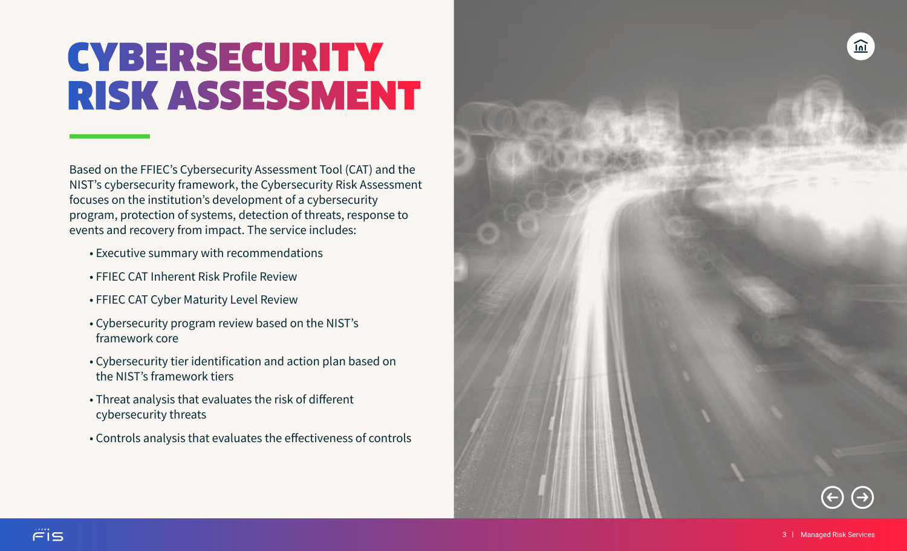# CYBERSECURITY RISK ASSESSMENT

Based on the FFIEC's Cybersecurity Assessment Tool (CAT) and the NIST's cybersecurity framework, the Cybersecurity Risk Assessment focuses on the institution's development of a cybersecurity program, protection of systems, detection of threats, response to events and recovery from impact. The service includes:

- Executive summary with recommendations
- FFIEC CAT Inherent Risk Profile Review
- FFIEC CAT Cyber Maturity Level Review
- Cybersecurity program review based on the NIST's framework core
- Cybersecurity tier identification and action plan based on the NIST's framework tiers
- Threat analysis that evaluates the risk of different cybersecurity threats
- Controls analysis that evaluates the effectiveness of controls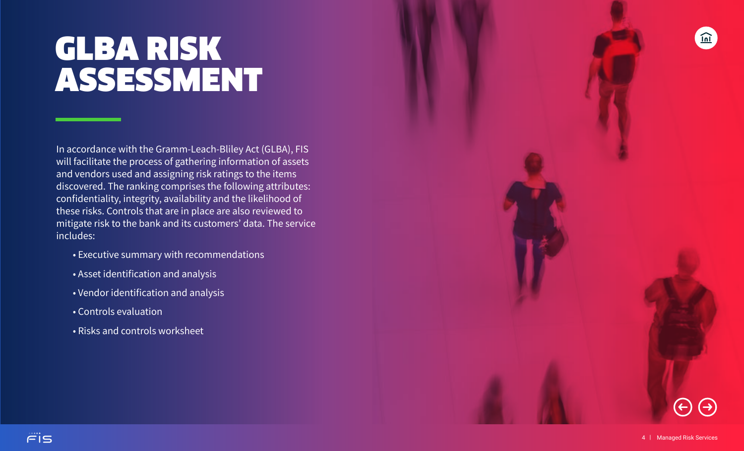# GLBA RISK ASSESSMENT

In accordance with the Gramm-Leach-Bliley Act (GLBA), FIS will facilitate the process of gathering information of assets and vendors used and assigning risk ratings to the items discovered. The ranking comprises the following attributes: confidentiality, integrity, availability and the likelihood of these risks. Controls that are in place are also reviewed to mitigate risk to the bank and its customers' data. The service includes:

- Executive summary with recommendations
- Asset identification and analysis
- Vendor identification and analysis
- Controls evaluation
- Risks and controls worksheet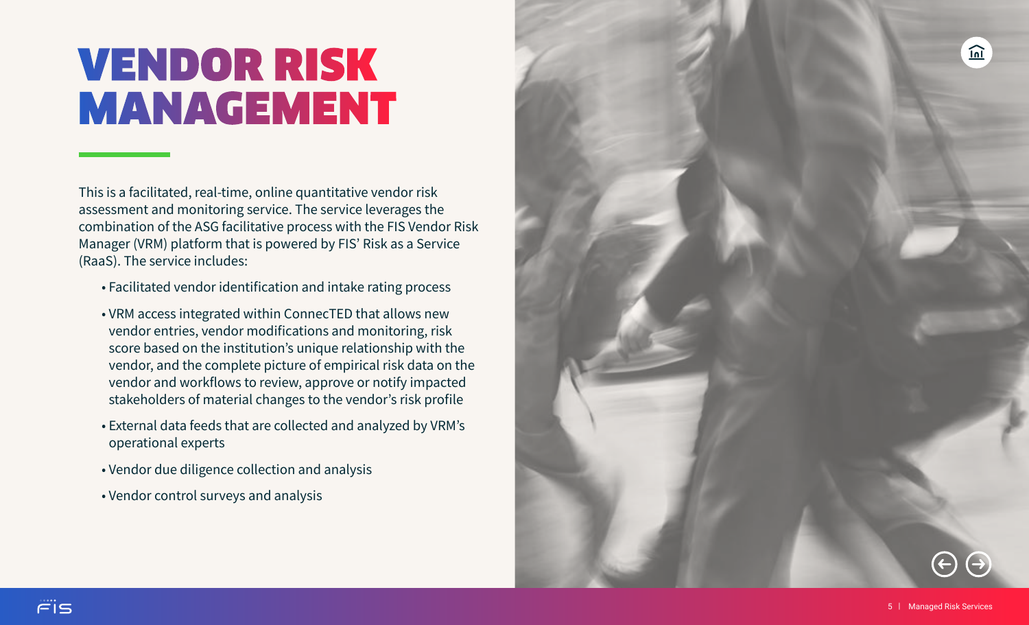# VENDOR RISK MANAGEMENT

This is a facilitated, real-time, online quantitative vendor risk assessment and monitoring service. The service leverages the combination of the ASG facilitative process with the FIS Vendor Risk Manager (VRM) platform that is powered by FIS' Risk as a Service (RaaS). The service includes:

- Facilitated vendor identification and intake rating process
- VRM access integrated within ConnecTED that allows new vendor entries, vendor modifications and monitoring, risk score based on the institution's unique relationship with the vendor, and the complete picture of empirical risk data on the vendor and workflows to review, approve or notify impacted stakeholders of material changes to the vendor's risk profile
- External data feeds that are collected and analyzed by VRM's operational experts
- Vendor due diligence collection and analysis
- Vendor control surveys and analysis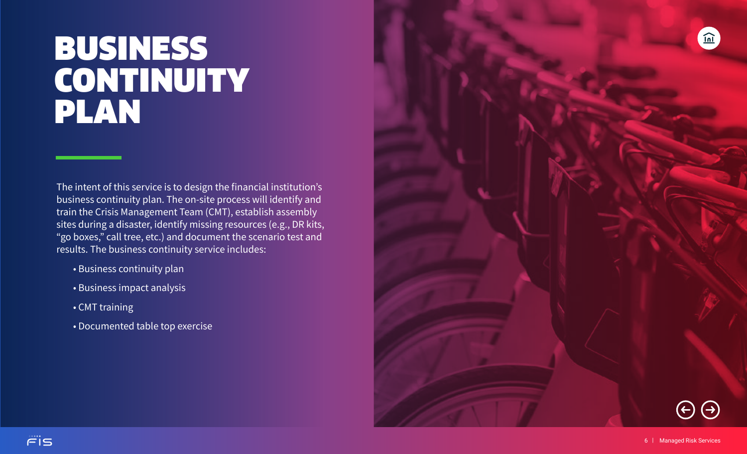# BUSINESS CONTINUITY PLAN

The intent of this service is to design the financial institution's business continuity plan. The on-site process will identify and train the Crisis Management Team (CMT), establish assembly sites during a disaster, identify missing resources (e.g., DR kits, "go boxes," call tree, etc.) and document the scenario test and results. The business continuity service includes:

- Business continuity plan
- Business impact analysis
- CMT training
- Documented table top exercise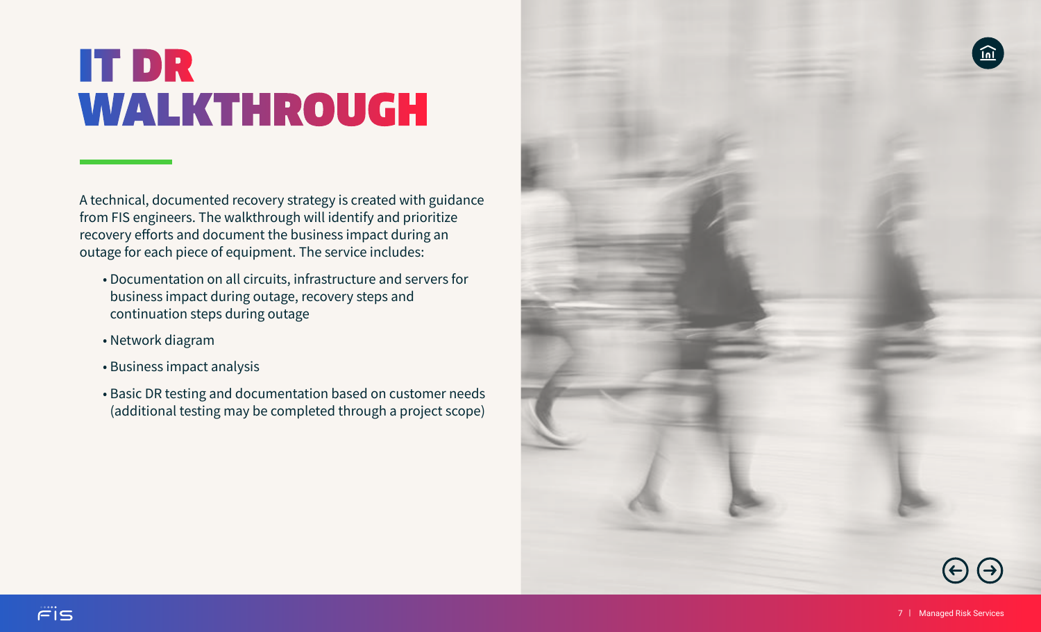# IT DR WALKTHROUGH

A technical, documented recovery strategy is created with guidance from FIS engineers. The walkthrough will identify and prioritize recovery efforts and document the business impact during an outage for each piece of equipment. The service includes:

- Documentation on all circuits, infrastructure and servers for business impact during outage, recovery steps and continuation steps during outage
- Network diagram
- Business impact analysis
- Basic DR testing and documentation based on customer needs (additional testing may be completed through a project scope)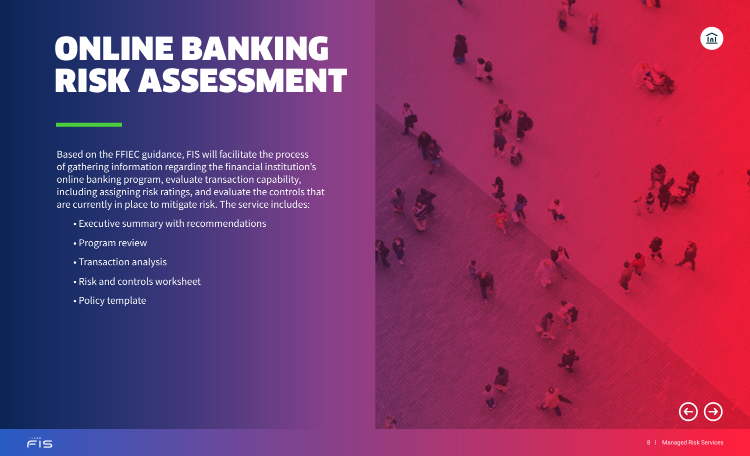# ONLINE BANKING RISK ASSESSMENT

Based on the FFIEC guidance, FIS will facilitate the process of gathering information regarding the financial institution's online banking program, evaluate transaction capability, including assigning risk ratings, and evaluate the controls that are currently in place to mitigate risk. The service includes:

- Executive summary with recommendations
- Program review
- Transaction analysis
- Risk and controls worksheet
- Policy template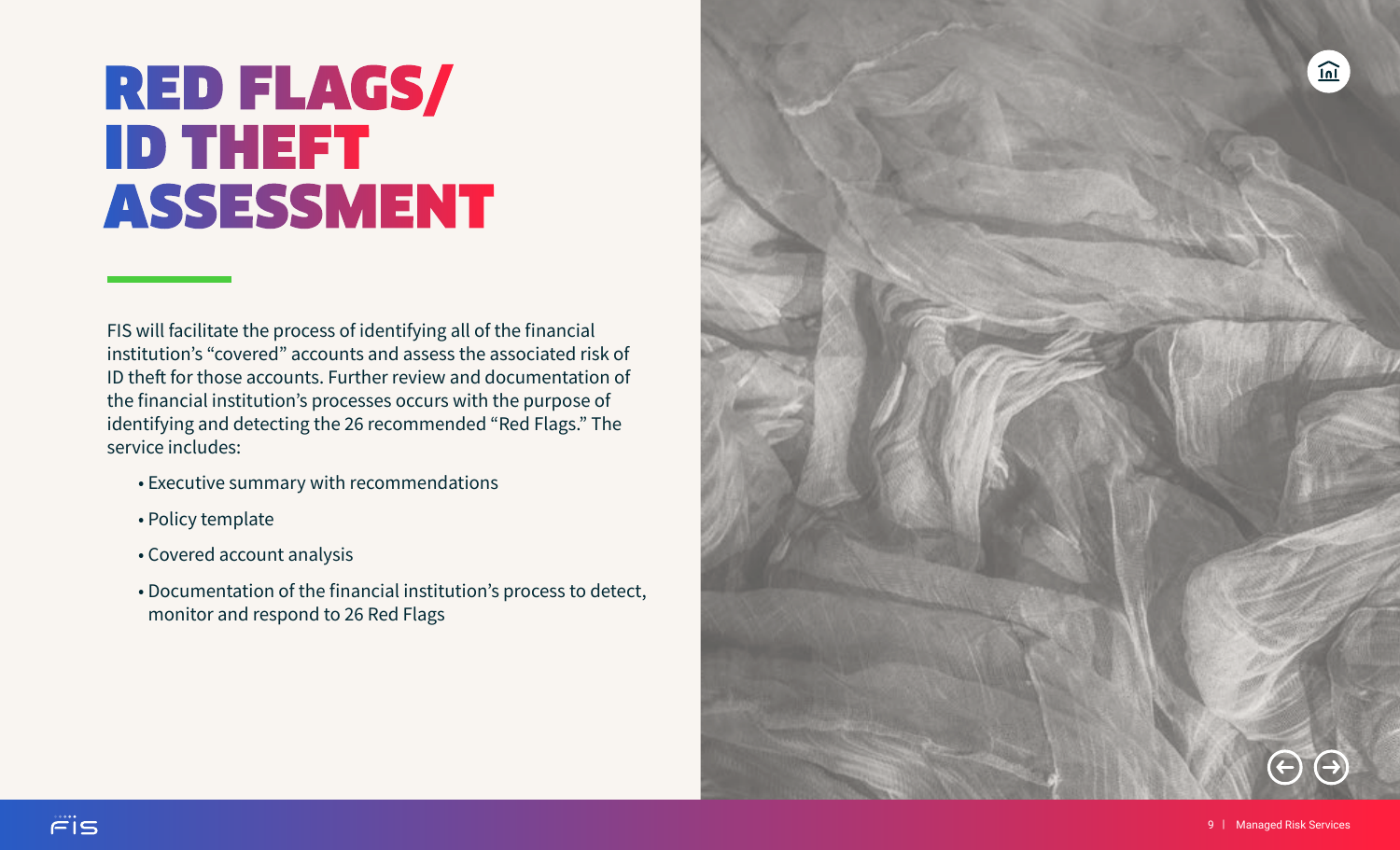# RED FLAGS/ ID THEFT ASSESSMENT

FIS will facilitate the process of identifying all of the financial institution's "covered" accounts and assess the associated risk of ID theft for those accounts. Further review and documentation of the financial institution's processes occurs with the purpose of identifying and detecting the 26 recommended "Red Flags." The service includes:

- Executive summary with recommendations
- Policy template
- Covered account analysis
- Documentation of the financial institution's process to detect, monitor and respond to 26 Red Flags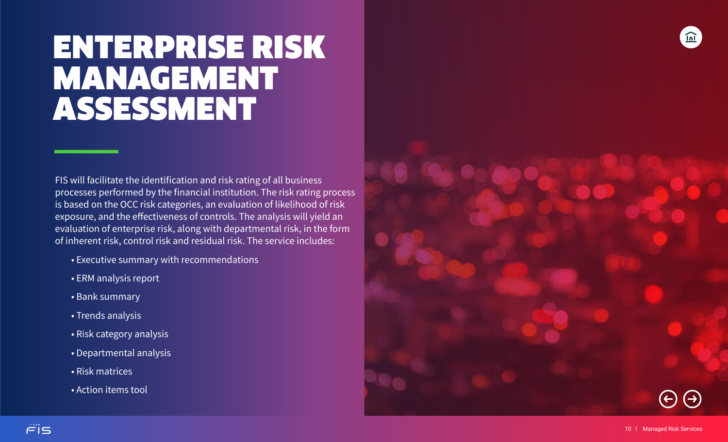# ENTERPRISE RISK MANAGEMENT ASSESSMENT

FIS will facilitate the identification and risk rating of all business processes performed by the financial institution. The risk rating process is based on the OCC risk categories, an evaluation of likelihood of risk exposure, and the effectiveness of controls. The analysis will yield an evaluation of enterprise risk, along with departmental risk, in the form of inherent risk, control risk and residual risk. The service includes:

- Executive summary with recommendations
- ERM analysis report
- Bank summary
- Trends analysis
- Risk category analysis
- Departmental analysis
- Risk matrices
- Action items tool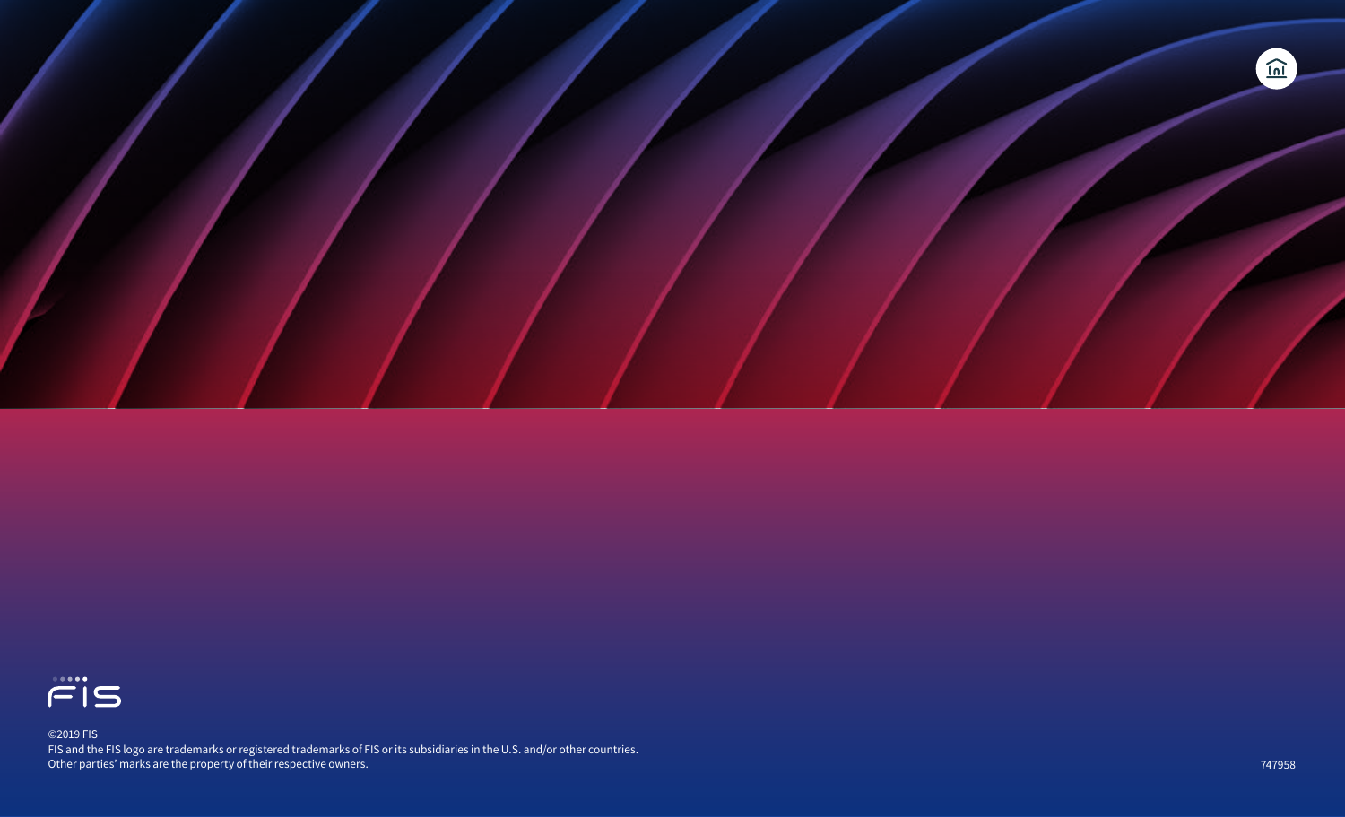FIS

©2019 FIS
FIS and the FIS logo are trademarks or registered trademarks of FIS or its subsidiaries in the U.S. and/or other countries.
Other parties' marks are the property of their respective owners.

747958